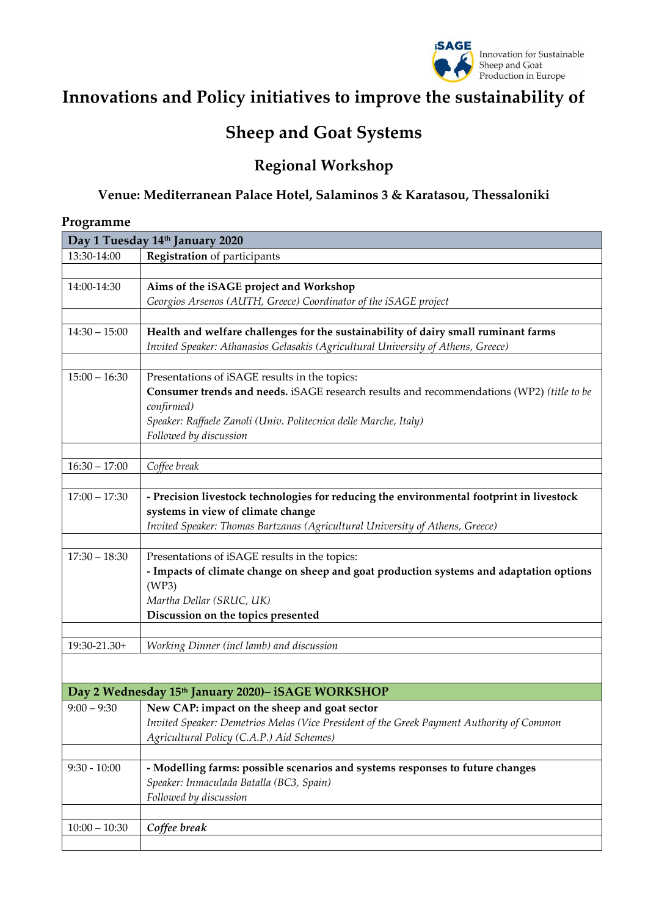iSAGE Innovation for Sustainable Sheep and Goat Production in Europe

# Innovations and Policy initiatives to improve the sustainability of Sheep and Goat Systems

## Regional Workshop

### Venue: Mediterranean Palace Hotel, Salaminos 3 & Karatasou, Thessaloniki

## Programme

| Day 1 Tuesday 14th January 2020 | |
|---|---|
| 13:30-14:00 | **Registration** of participants |
| | |
| 14:00-14:30 | **Aims of the iSAGE project and Workshop**<br>*Georgios Arsenos (AUTH, Greece) Coordinator of the iSAGE project* |
| | |
| 14:30 – 15:00 | **Health and welfare challenges for the sustainability of dairy small ruminant farms**<br>*Invited Speaker: Athanasios Gelasakis (Agricultural University of Athens, Greece)* |
| | |
| 15:00 – 16:30 | Presentations of iSAGE results in the topics:<br>**Consumer trends and needs.** iSAGE research results and recommendations (WP2) *(title to be confirmed)*<br>*Speaker: Raffaele Zanoli (Univ. Politecnica delle Marche, Italy)*<br>*Followed by discussion* |
| | |
| 16:30 – 17:00 | *Coffee break* |
| | |
| 17:00 – 17:30 | **- Precision livestock technologies for reducing the environmental footprint in livestock systems in view of climate change**<br>*Invited Speaker: Thomas Bartzanas (Agricultural University of Athens, Greece)* |
| | |
| 17:30 – 18:30 | Presentations of iSAGE results in the topics:<br>**- Impacts of climate change on sheep and goat production systems and adaptation options** (WP3)<br>*Martha Dellar (SRUC, UK)*<br>**Discussion on the topics presented** |
| | |
| 19:30-21.30+ | *Working Dinner (incl lamb) and discussion* |
| | |
| **Day 2 Wednesday 15th January 2020)– iSAGE WORKSHOP** | |
| 9:00 – 9:30 | **New CAP: impact on the sheep and goat sector**<br>*Invited Speaker: Demetrios Melas (Vice President of the Greek Payment Authority of Common Agricultural Policy (C.A.P.) Aid Schemes)* |
| | |
| 9:30 - 10:00 | **- Modelling farms: possible scenarios and systems responses to future changes**<br>*Speaker: Inmaculada Batalla (BC3, Spain)*<br>*Followed by discussion* |
| | |
| 10:00 – 10:30 | ***Coffee break*** |
| | |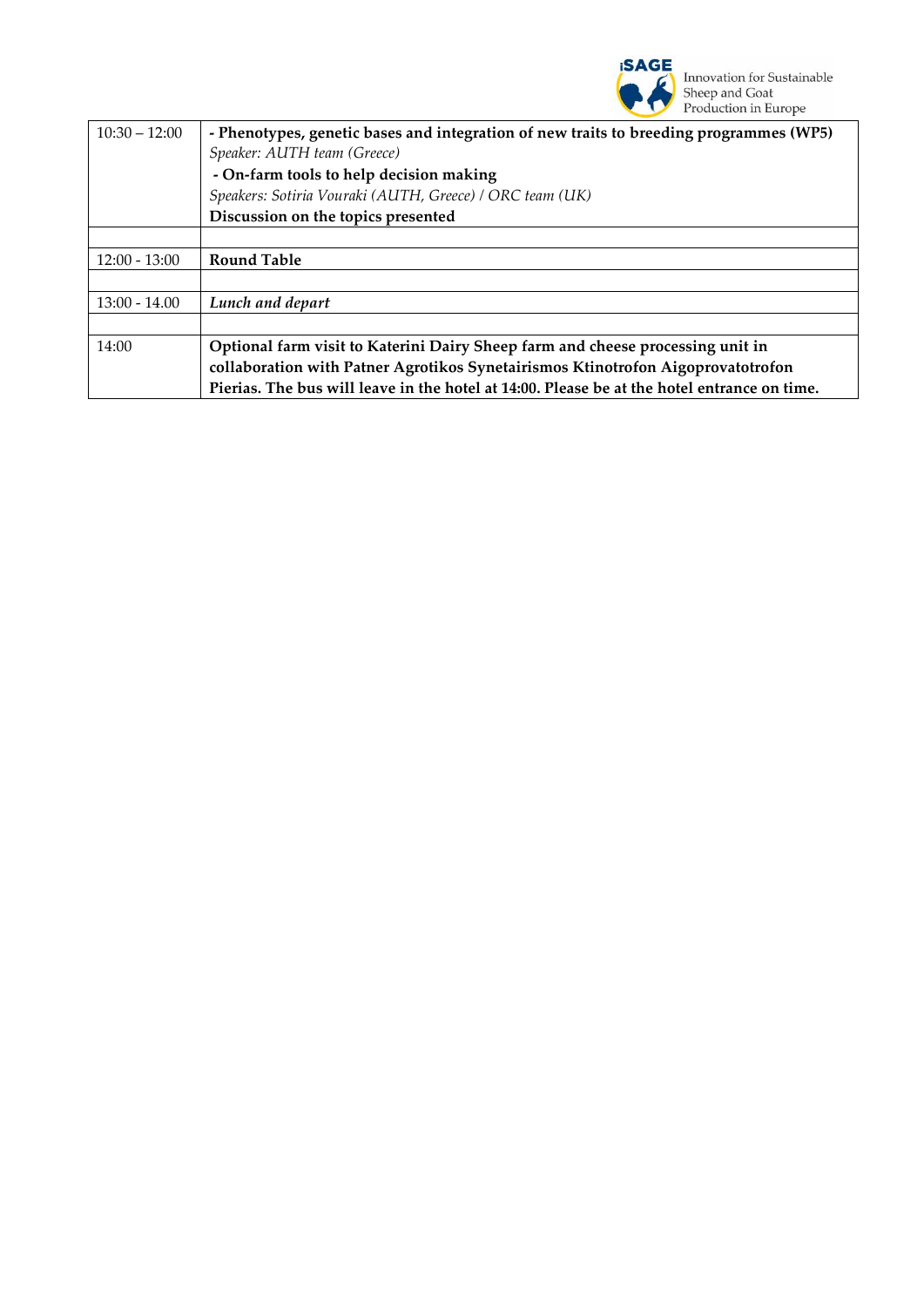| | |
|---|---|
| 10:30 – 12:00 | **- Phenotypes, genetic bases and integration of new traits to breeding programmes (WP5)**<br>*Speaker: AUTH team (Greece)*<br>**- On-farm tools to help decision making**<br>*Speakers: Sotiria Vouraki (AUTH, Greece) / ORC team (UK)*<br>**Discussion on the topics presented** |
| | |
| 12:00 - 13:00 | **Round Table** |
| | |
| 13:00 - 14.00 | ***Lunch and depart*** |
| | |
| 14:00 | **Optional farm visit to Katerini Dairy Sheep farm and cheese processing unit in collaboration with Patner Agrotikos Synetairismos Ktinotrofon Aigoprovatotrofon Pierias. The bus will leave in the hotel at 14:00. Please be at the hotel entrance on time.** |